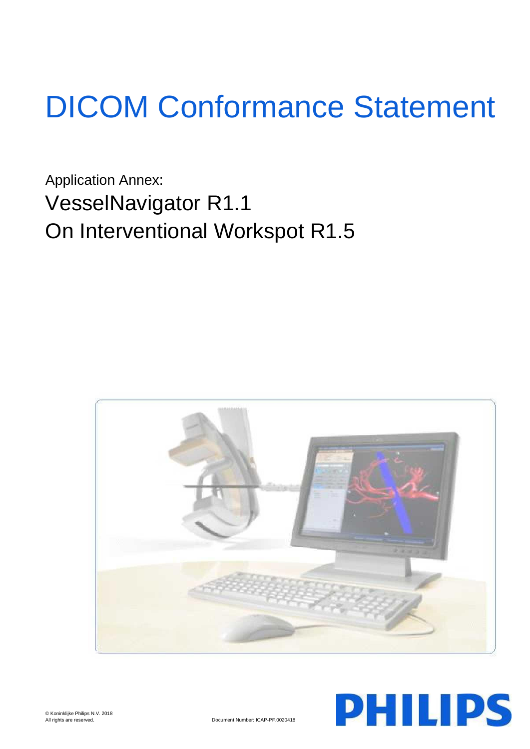# DICOM Conformance Statement

Application Annex:

## VesselNavigator R1.1
## On Interventional Workspot R1.5

© Koninklijke Philips N.V. 2018
All rights are reserved.

Document Number: ICAP-PF.0020418

PHILIPS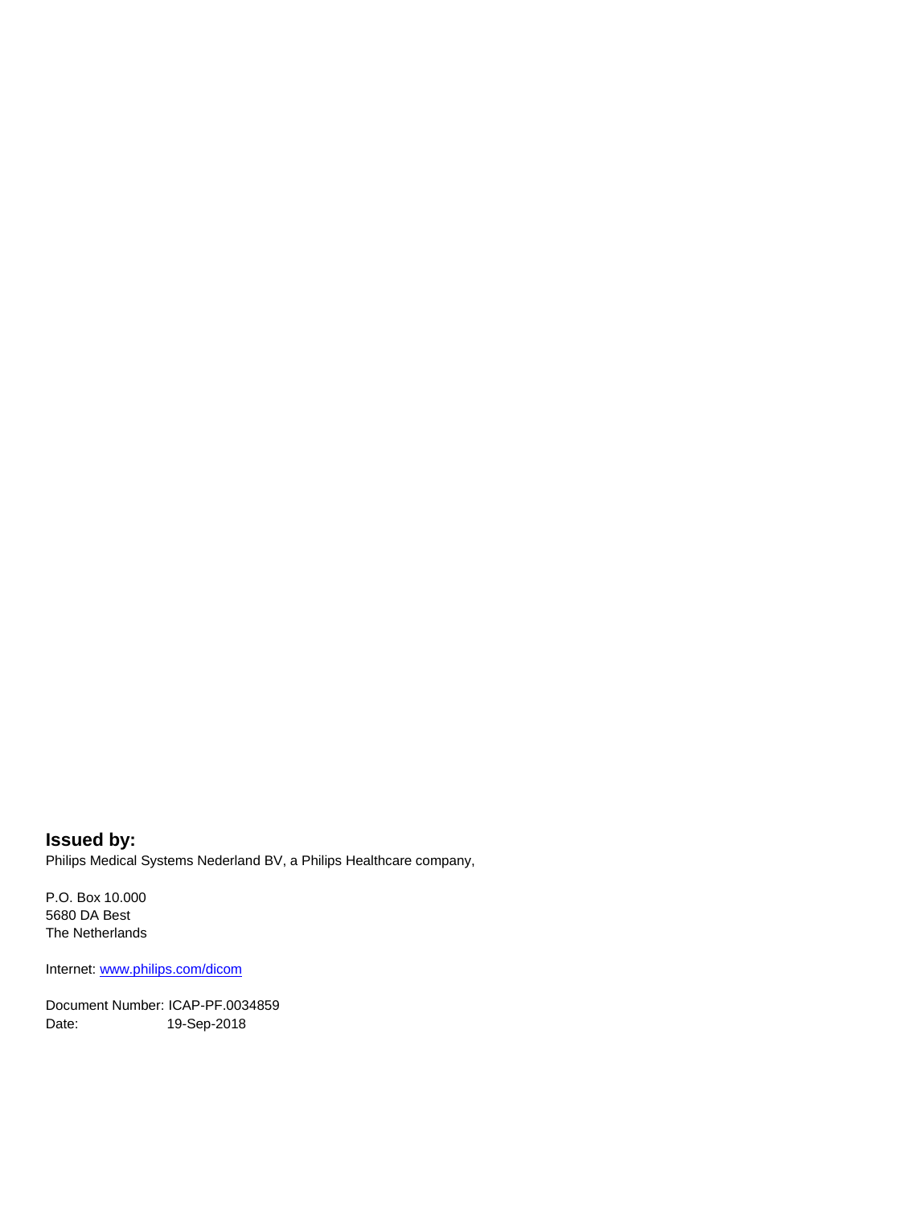**Issued by:**

Philips Medical Systems Nederland BV, a Philips Healthcare company,

P.O. Box 10.000
5680 DA Best
The Netherlands

Internet: [www.philips.com/dicom](www.philips.com/dicom)

Document Number: ICAP-PF.0034859
Date: 19-Sep-2018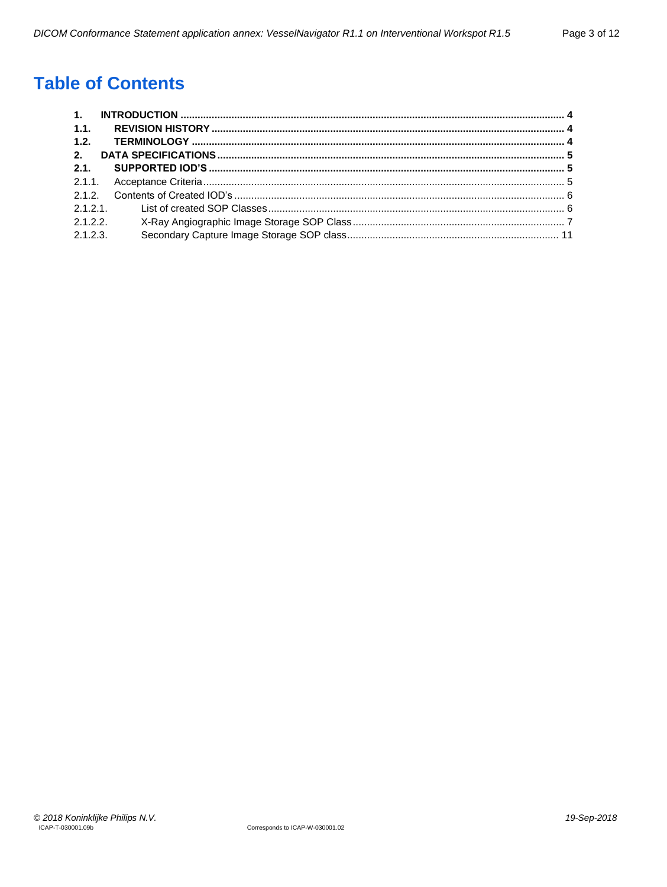# Table of Contents

**1. INTRODUCTION ..... 4**
**1.1. REVISION HISTORY ..... 4**
**1.2. TERMINOLOGY ..... 4**
**2. DATA SPECIFICATIONS ..... 5**
**2.1. SUPPORTED IOD'S ..... 5**
2.1.1. Acceptance Criteria ..... 5
2.1.2. Contents of Created IOD's ..... 6
2.1.2.1. List of created SOP Classes ..... 6
2.1.2.2. X-Ray Angiographic Image Storage SOP Class ..... 7
2.1.2.3. Secondary Capture Image Storage SOP class ..... 11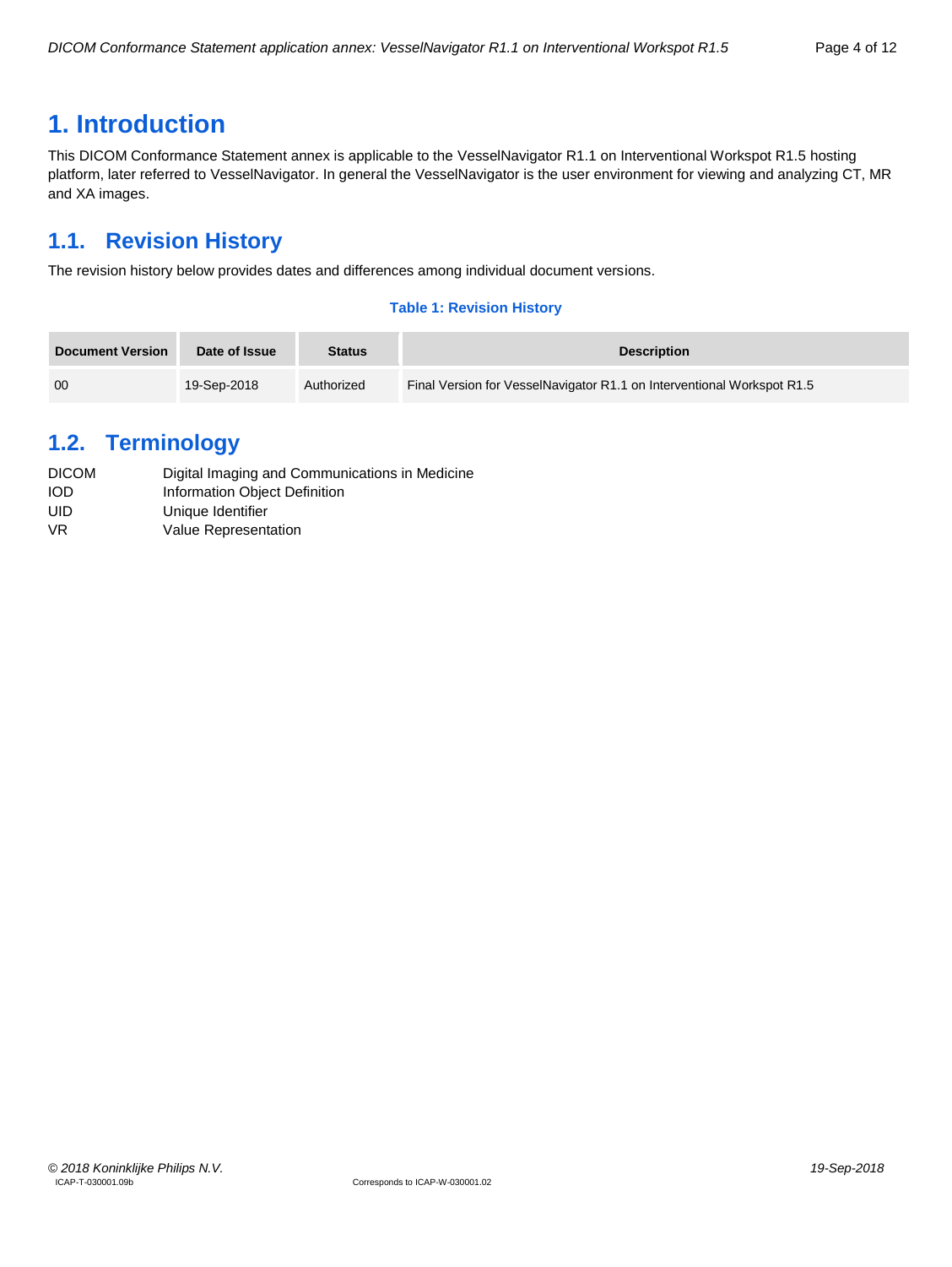# 1. Introduction

This DICOM Conformance Statement annex is applicable to the VesselNavigator R1.1 on Interventional Workspot R1.5 hosting platform, later referred to VesselNavigator. In general the VesselNavigator is the user environment for viewing and analyzing CT, MR and XA images.

## 1.1. Revision History

The revision history below provides dates and differences among individual document versions.

**Table 1: Revision History**

| Document Version | Date of Issue | Status | Description |
|---|---|---|---|
| 00 | 19-Sep-2018 | Authorized | Final Version for VesselNavigator R1.1 on Interventional Workspot R1.5 |

## 1.2. Terminology

| | |
|---|---|
| DICOM | Digital Imaging and Communications in Medicine |
| IOD | Information Object Definition |
| UID | Unique Identifier |
| VR | Value Representation |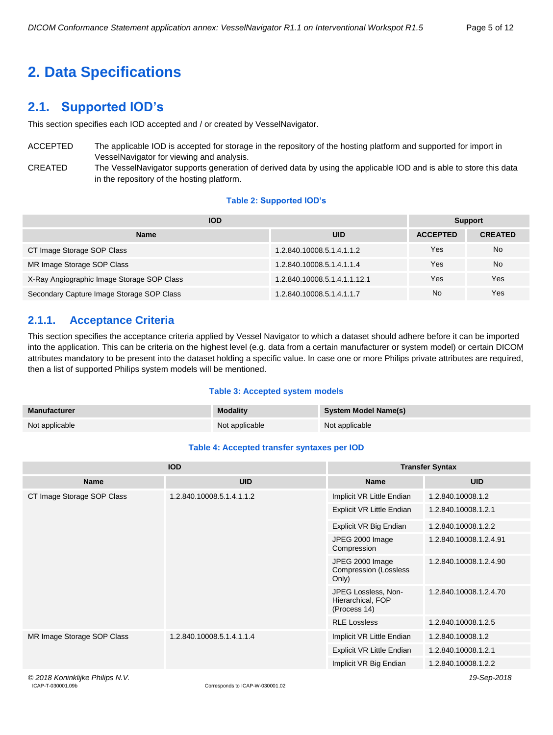# 2. Data Specifications

## 2.1. Supported IOD's

This section specifies each IOD accepted and / or created by VesselNavigator.

ACCEPTED The applicable IOD is accepted for storage in the repository of the hosting platform and supported for import in VesselNavigator for viewing and analysis.

CREATED The VesselNavigator supports generation of derived data by using the applicable IOD and is able to store this data in the repository of the hosting platform.

**Table 2: Supported IOD's**

| IOD | | Support | |
|---|---|---|---|
| Name | UID | ACCEPTED | CREATED |
| CT Image Storage SOP Class | 1.2.840.10008.5.1.4.1.1.2 | Yes | No |
| MR Image Storage SOP Class | 1.2.840.10008.5.1.4.1.1.4 | Yes | No |
| X-Ray Angiographic Image Storage SOP Class | 1.2.840.10008.5.1.4.1.1.12.1 | Yes | Yes |
| Secondary Capture Image Storage SOP Class | 1.2.840.10008.5.1.4.1.1.7 | No | Yes |

### 2.1.1. Acceptance Criteria

This section specifies the acceptance criteria applied by Vessel Navigator to which a dataset should adhere before it can be imported into the application. This can be criteria on the highest level (e.g. data from a certain manufacturer or system model) or certain DICOM attributes mandatory to be present into the dataset holding a specific value. In case one or more Philips private attributes are required, then a list of supported Philips system models will be mentioned.

**Table 3: Accepted system models**

| Manufacturer | Modality | System Model Name(s) |
|---|---|---|
| Not applicable | Not applicable | Not applicable |

**Table 4: Accepted transfer syntaxes per IOD**

| IOD | | Transfer Syntax | |
|---|---|---|---|
| Name | UID | Name | UID |
| CT Image Storage SOP Class | 1.2.840.10008.5.1.4.1.1.2 | Implicit VR Little Endian | 1.2.840.10008.1.2 |
| | | Explicit VR Little Endian | 1.2.840.10008.1.2.1 |
| | | Explicit VR Big Endian | 1.2.840.10008.1.2.2 |
| | | JPEG 2000 Image Compression | 1.2.840.10008.1.2.4.91 |
| | | JPEG 2000 Image Compression (Lossless Only) | 1.2.840.10008.1.2.4.90 |
| | | JPEG Lossless, Non-Hierarchical, FOP (Process 14) | 1.2.840.10008.1.2.4.70 |
| | | RLE Lossless | 1.2.840.10008.1.2.5 |
| MR Image Storage SOP Class | 1.2.840.10008.5.1.4.1.1.4 | Implicit VR Little Endian | 1.2.840.10008.1.2 |
| | | Explicit VR Little Endian | 1.2.840.10008.1.2.1 |
| | | Implicit VR Big Endian | 1.2.840.10008.1.2.2 |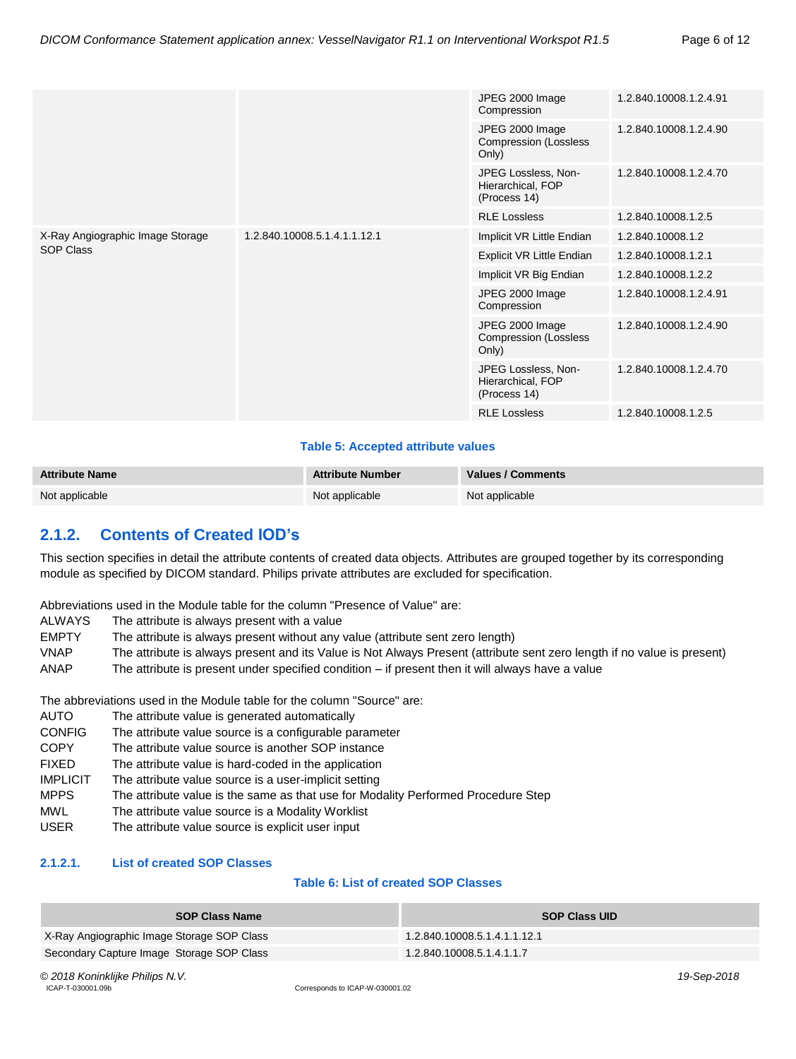| | | JPEG 2000 Image Compression | 1.2.840.10008.1.2.4.91 |
|---|---|---|---|
| | | JPEG 2000 Image Compression (Lossless Only) | 1.2.840.10008.1.2.4.90 |
| | | JPEG Lossless, Non-Hierarchical, FOP (Process 14) | 1.2.840.10008.1.2.4.70 |
| | | RLE Lossless | 1.2.840.10008.1.2.5 |
| X-Ray Angiographic Image Storage SOP Class | 1.2.840.10008.5.1.4.1.1.12.1 | Implicit VR Little Endian | 1.2.840.10008.1.2 |
| | | Explicit VR Little Endian | 1.2.840.10008.1.2.1 |
| | | Implicit VR Big Endian | 1.2.840.10008.1.2.2 |
| | | JPEG 2000 Image Compression | 1.2.840.10008.1.2.4.91 |
| | | JPEG 2000 Image Compression (Lossless Only) | 1.2.840.10008.1.2.4.90 |
| | | JPEG Lossless, Non-Hierarchical, FOP (Process 14) | 1.2.840.10008.1.2.4.70 |
| | | RLE Lossless | 1.2.840.10008.1.2.5 |

**Table 5: Accepted attribute values**

| Attribute Name | Attribute Number | Values / Comments |
|---|---|---|
| Not applicable | Not applicable | Not applicable |

## 2.1.2. Contents of Created IOD's

This section specifies in detail the attribute contents of created data objects. Attributes are grouped together by its corresponding module as specified by DICOM standard. Philips private attributes are excluded for specification.

Abbreviations used in the Module table for the column "Presence of Value" are:

ALWAYS The attribute is always present with a value
EMPTY The attribute is always present without any value (attribute sent zero length)
VNAP The attribute is always present and its Value is Not Always Present (attribute sent zero length if no value is present)
ANAP The attribute is present under specified condition – if present then it will always have a value

The abbreviations used in the Module table for the column "Source" are:

AUTO The attribute value is generated automatically
CONFIG The attribute value source is a configurable parameter
COPY The attribute value source is another SOP instance
FIXED The attribute value is hard-coded in the application
IMPLICIT The attribute value source is a user-implicit setting
MPPS The attribute value is the same as that use for Modality Performed Procedure Step
MWL The attribute value source is a Modality Worklist
USER The attribute value source is explicit user input

### 2.1.2.1. List of created SOP Classes

**Table 6: List of created SOP Classes**

| SOP Class Name | SOP Class UID |
|---|---|
| X-Ray Angiographic Image Storage SOP Class | 1.2.840.10008.5.1.4.1.1.12.1 |
| Secondary Capture Image Storage SOP Class | 1.2.840.10008.5.1.4.1.1.7 |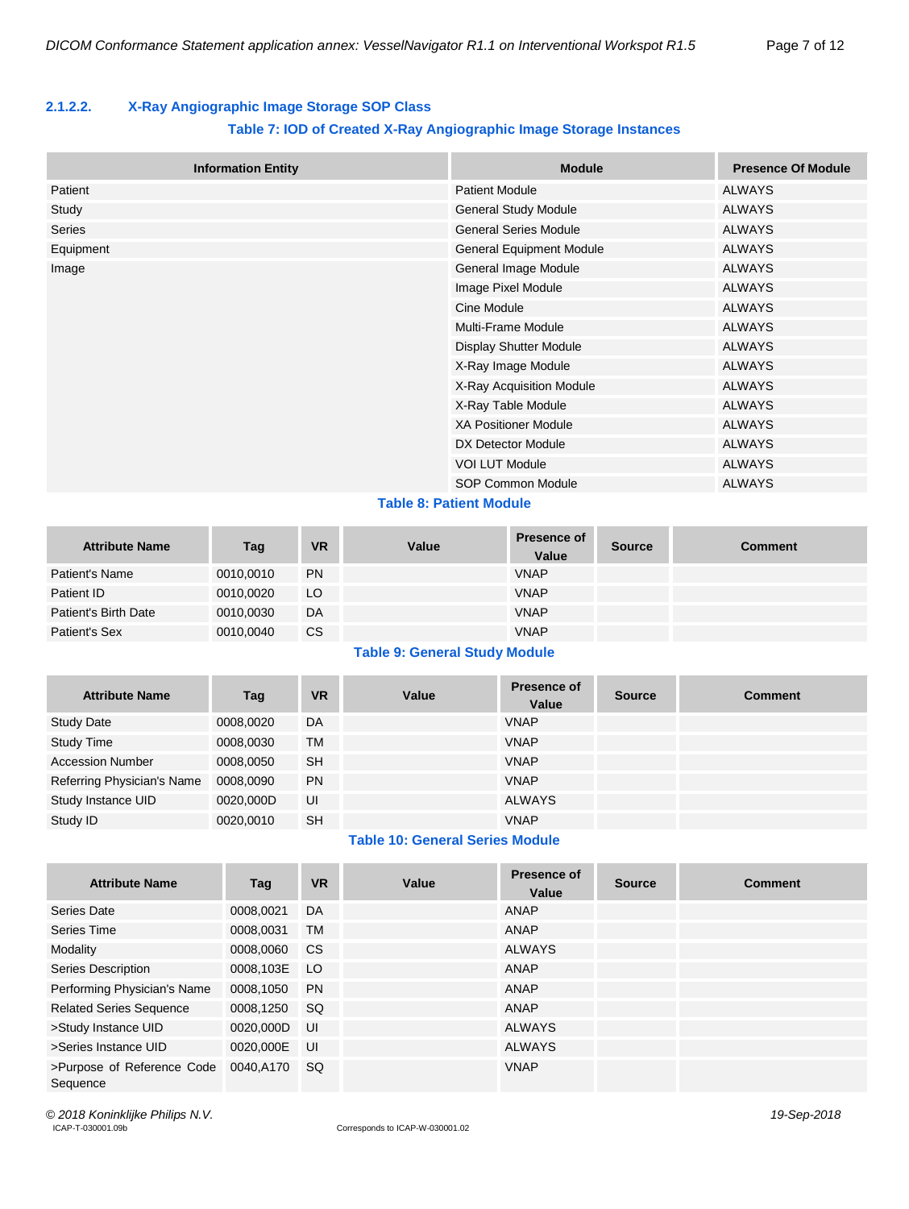#### 2.1.2.2. X-Ray Angiographic Image Storage SOP Class

**Table 7: IOD of Created X-Ray Angiographic Image Storage Instances**

| Information Entity | Module | Presence Of Module |
|---|---|---|
| Patient | Patient Module | ALWAYS |
| Study | General Study Module | ALWAYS |
| Series | General Series Module | ALWAYS |
| Equipment | General Equipment Module | ALWAYS |
| Image | General Image Module | ALWAYS |
| | Image Pixel Module | ALWAYS |
| | Cine Module | ALWAYS |
| | Multi-Frame Module | ALWAYS |
| | Display Shutter Module | ALWAYS |
| | X-Ray Image Module | ALWAYS |
| | X-Ray Acquisition Module | ALWAYS |
| | X-Ray Table Module | ALWAYS |
| | XA Positioner Module | ALWAYS |
| | DX Detector Module | ALWAYS |
| | VOI LUT Module | ALWAYS |
| | SOP Common Module | ALWAYS |

**Table 8: Patient Module**

| Attribute Name | Tag | VR | Value | Presence of Value | Source | Comment |
|---|---|---|---|---|---|---|
| Patient's Name | 0010,0010 | PN | | VNAP | | |
| Patient ID | 0010,0020 | LO | | VNAP | | |
| Patient's Birth Date | 0010,0030 | DA | | VNAP | | |
| Patient's Sex | 0010,0040 | CS | | VNAP | | |

**Table 9: General Study Module**

| Attribute Name | Tag | VR | Value | Presence of Value | Source | Comment |
|---|---|---|---|---|---|---|
| Study Date | 0008,0020 | DA | | VNAP | | |
| Study Time | 0008,0030 | TM | | VNAP | | |
| Accession Number | 0008,0050 | SH | | VNAP | | |
| Referring Physician's Name | 0008,0090 | PN | | VNAP | | |
| Study Instance UID | 0020,000D | UI | | ALWAYS | | |
| Study ID | 0020,0010 | SH | | VNAP | | |

**Table 10: General Series Module**

| Attribute Name | Tag | VR | Value | Presence of Value | Source | Comment |
|---|---|---|---|---|---|---|
| Series Date | 0008,0021 | DA | | ANAP | | |
| Series Time | 0008,0031 | TM | | ANAP | | |
| Modality | 0008,0060 | CS | | ALWAYS | | |
| Series Description | 0008,103E | LO | | ANAP | | |
| Performing Physician's Name | 0008,1050 | PN | | ANAP | | |
| Related Series Sequence | 0008,1250 | SQ | | ANAP | | |
| >Study Instance UID | 0020,000D | UI | | ALWAYS | | |
| >Series Instance UID | 0020,000E | UI | | ALWAYS | | |
| >Purpose of Reference Code Sequence | 0040,A170 | SQ | | VNAP | | |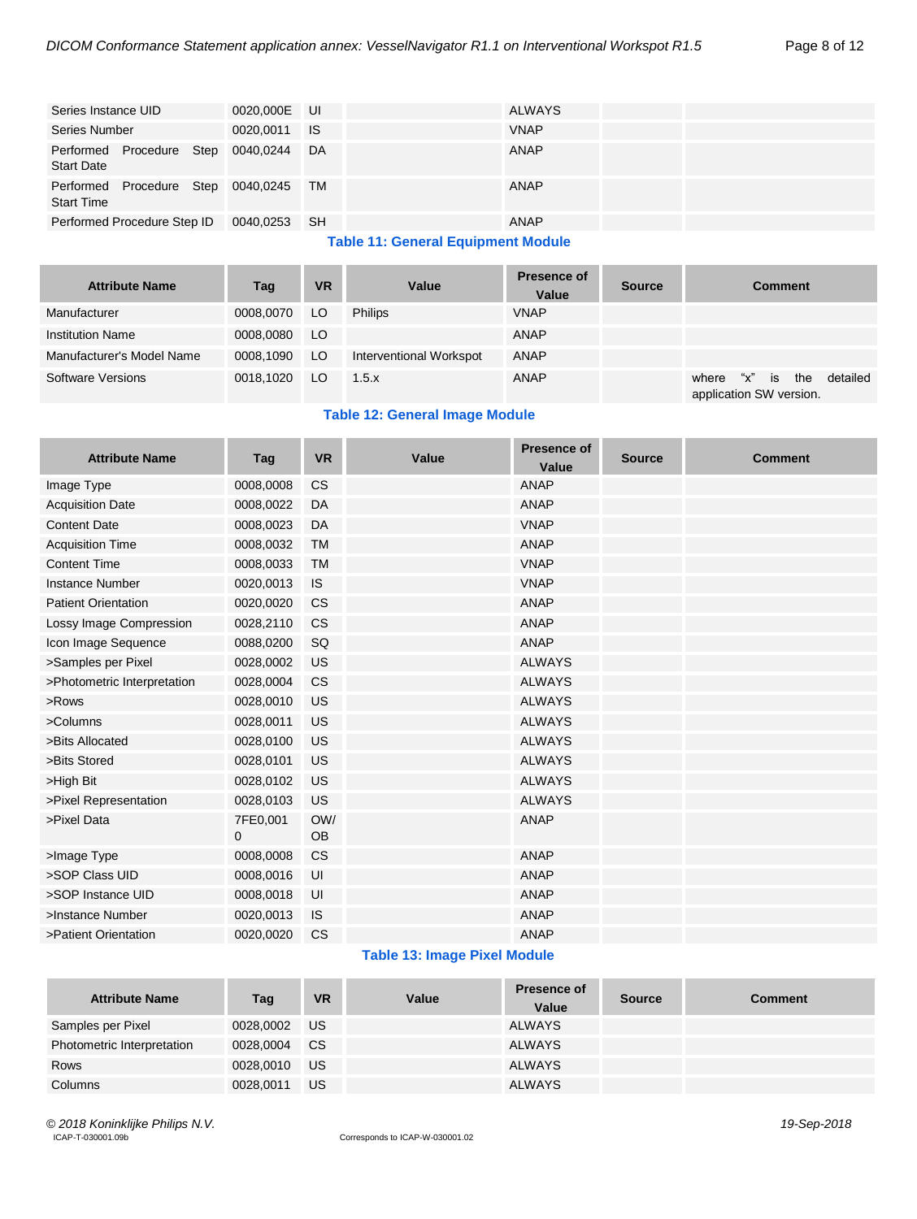| | | | | | | |
|---|---|---|---|---|---|---|
| Series Instance UID | 0020,000E | UI | | ALWAYS | | |
| Series Number | 0020,0011 | IS | | VNAP | | |
| Performed Procedure Step Start Date | 0040,0244 | DA | | ANAP | | |
| Performed Procedure Step Start Time | 0040,0245 | TM | | ANAP | | |
| Performed Procedure Step ID | 0040,0253 | SH | | ANAP | | |

**Table 11: General Equipment Module**

| Attribute Name | Tag | VR | Value | Presence of Value | Source | Comment |
|---|---|---|---|---|---|---|
| Manufacturer | 0008,0070 | LO | Philips | VNAP | | |
| Institution Name | 0008,0080 | LO | | ANAP | | |
| Manufacturer's Model Name | 0008,1090 | LO | Interventional Workspot | ANAP | | |
| Software Versions | 0018,1020 | LO | 1.5.x | ANAP | | where "x" is the detailed application SW version. |

**Table 12: General Image Module**

| Attribute Name | Tag | VR | Value | Presence of Value | Source | Comment |
|---|---|---|---|---|---|---|
| Image Type | 0008,0008 | CS | | ANAP | | |
| Acquisition Date | 0008,0022 | DA | | ANAP | | |
| Content Date | 0008,0023 | DA | | VNAP | | |
| Acquisition Time | 0008,0032 | TM | | ANAP | | |
| Content Time | 0008,0033 | TM | | VNAP | | |
| Instance Number | 0020,0013 | IS | | VNAP | | |
| Patient Orientation | 0020,0020 | CS | | ANAP | | |
| Lossy Image Compression | 0028,2110 | CS | | ANAP | | |
| Icon Image Sequence | 0088,0200 | SQ | | ANAP | | |
| >Samples per Pixel | 0028,0002 | US | | ALWAYS | | |
| >Photometric Interpretation | 0028,0004 | CS | | ALWAYS | | |
| >Rows | 0028,0010 | US | | ALWAYS | | |
| >Columns | 0028,0011 | US | | ALWAYS | | |
| >Bits Allocated | 0028,0100 | US | | ALWAYS | | |
| >Bits Stored | 0028,0101 | US | | ALWAYS | | |
| >High Bit | 0028,0102 | US | | ALWAYS | | |
| >Pixel Representation | 0028,0103 | US | | ALWAYS | | |
| >Pixel Data | 7FE0,0010 | OW/OB | | ANAP | | |
| >Image Type | 0008,0008 | CS | | ANAP | | |
| >SOP Class UID | 0008,0016 | UI | | ANAP | | |
| >SOP Instance UID | 0008,0018 | UI | | ANAP | | |
| >Instance Number | 0020,0013 | IS | | ANAP | | |
| >Patient Orientation | 0020,0020 | CS | | ANAP | | |

**Table 13: Image Pixel Module**

| Attribute Name | Tag | VR | Value | Presence of Value | Source | Comment |
|---|---|---|---|---|---|---|
| Samples per Pixel | 0028,0002 | US | | ALWAYS | | |
| Photometric Interpretation | 0028,0004 | CS | | ALWAYS | | |
| Rows | 0028,0010 | US | | ALWAYS | | |
| Columns | 0028,0011 | US | | ALWAYS | | |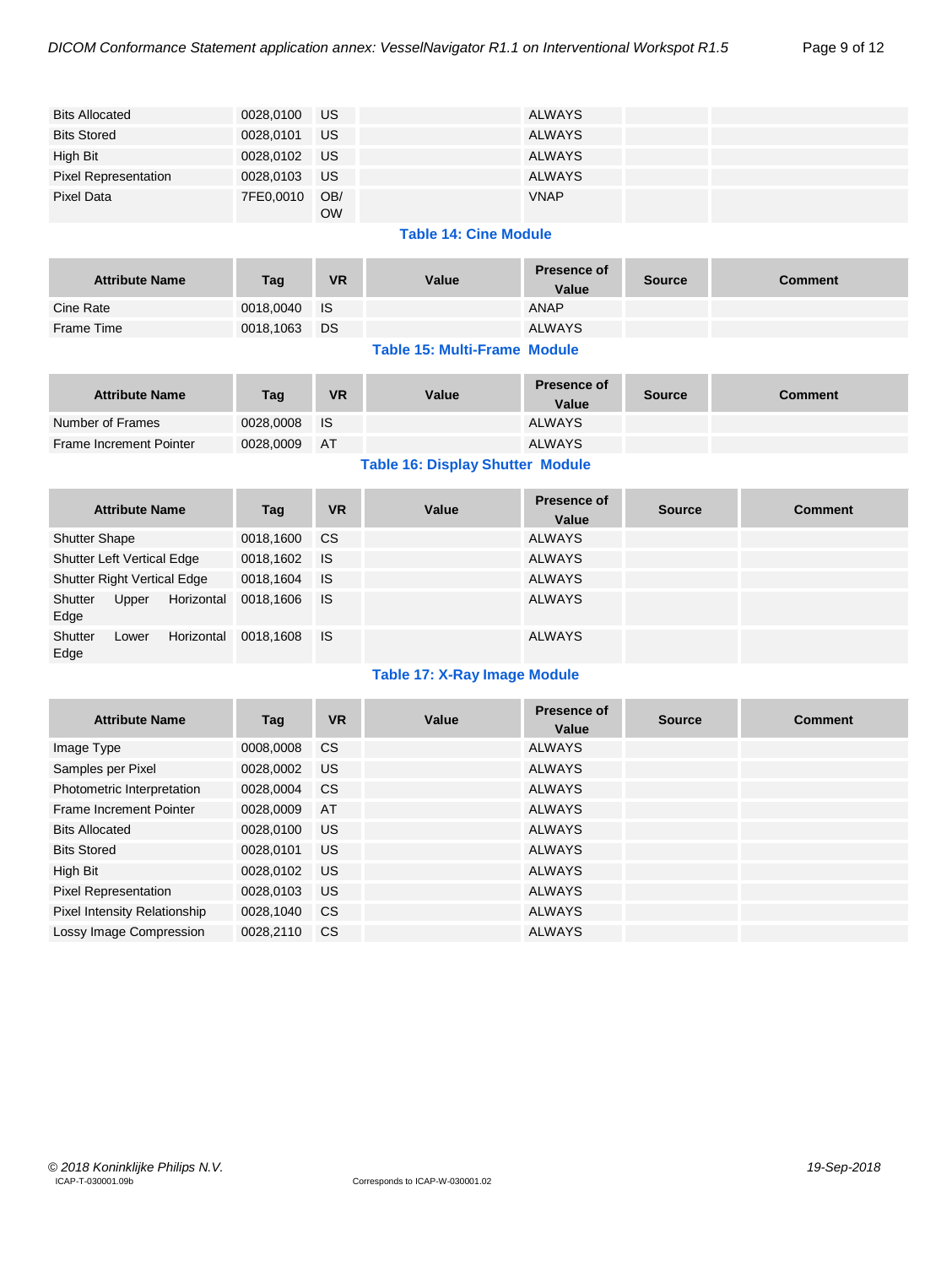| Attribute Name | Tag | VR | Value | Presence of Value | Source | Comment |
|---|---|---|---|---|---|---|
| Bits Allocated | 0028,0100 | US | | ALWAYS | | |
| Bits Stored | 0028,0101 | US | | ALWAYS | | |
| High Bit | 0028,0102 | US | | ALWAYS | | |
| Pixel Representation | 0028,0103 | US | | ALWAYS | | |
| Pixel Data | 7FE0,0010 | OB/OW | | VNAP | | |

**Table 14: Cine Module**

| Attribute Name | Tag | VR | Value | Presence of Value | Source | Comment |
|---|---|---|---|---|---|---|
| Cine Rate | 0018,0040 | IS | | ANAP | | |
| Frame Time | 0018,1063 | DS | | ALWAYS | | |

**Table 15: Multi-Frame Module**

| Attribute Name | Tag | VR | Value | Presence of Value | Source | Comment |
|---|---|---|---|---|---|---|
| Number of Frames | 0028,0008 | IS | | ALWAYS | | |
| Frame Increment Pointer | 0028,0009 | AT | | ALWAYS | | |

**Table 16: Display Shutter Module**

| Attribute Name | Tag | VR | Value | Presence of Value | Source | Comment |
|---|---|---|---|---|---|---|
| Shutter Shape | 0018,1600 | CS | | ALWAYS | | |
| Shutter Left Vertical Edge | 0018,1602 | IS | | ALWAYS | | |
| Shutter Right Vertical Edge | 0018,1604 | IS | | ALWAYS | | |
| Shutter Upper Horizontal Edge | 0018,1606 | IS | | ALWAYS | | |
| Shutter Lower Horizontal Edge | 0018,1608 | IS | | ALWAYS | | |

**Table 17: X-Ray Image Module**

| Attribute Name | Tag | VR | Value | Presence of Value | Source | Comment |
|---|---|---|---|---|---|---|
| Image Type | 0008,0008 | CS | | ALWAYS | | |
| Samples per Pixel | 0028,0002 | US | | ALWAYS | | |
| Photometric Interpretation | 0028,0004 | CS | | ALWAYS | | |
| Frame Increment Pointer | 0028,0009 | AT | | ALWAYS | | |
| Bits Allocated | 0028,0100 | US | | ALWAYS | | |
| Bits Stored | 0028,0101 | US | | ALWAYS | | |
| High Bit | 0028,0102 | US | | ALWAYS | | |
| Pixel Representation | 0028,0103 | US | | ALWAYS | | |
| Pixel Intensity Relationship | 0028,1040 | CS | | ALWAYS | | |
| Lossy Image Compression | 0028,2110 | CS | | ALWAYS | | |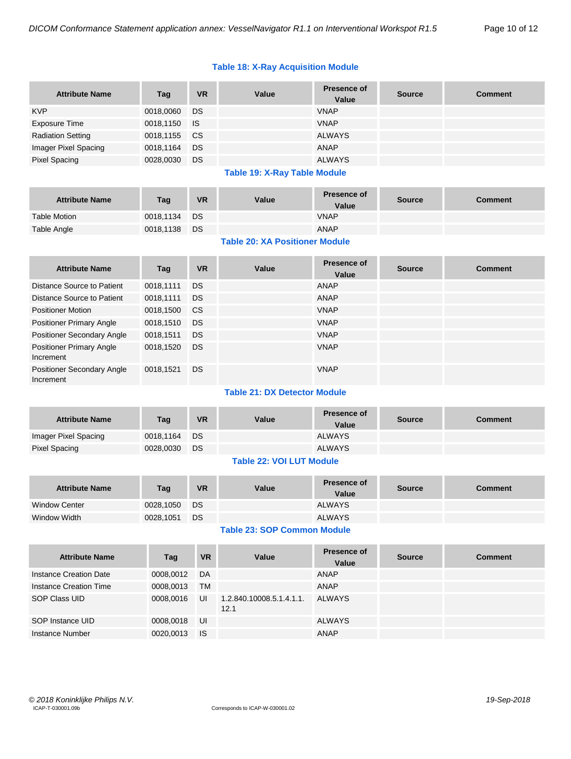**Table 18: X-Ray Acquisition Module**

| Attribute Name | Tag | VR | Value | Presence of Value | Source | Comment |
|---|---|---|---|---|---|---|
| KVP | 0018,0060 | DS | | VNAP | | |
| Exposure Time | 0018,1150 | IS | | VNAP | | |
| Radiation Setting | 0018,1155 | CS | | ALWAYS | | |
| Imager Pixel Spacing | 0018,1164 | DS | | ANAP | | |
| Pixel Spacing | 0028,0030 | DS | | ALWAYS | | |

**Table 19: X-Ray Table Module**

| Attribute Name | Tag | VR | Value | Presence of Value | Source | Comment |
|---|---|---|---|---|---|---|
| Table Motion | 0018,1134 | DS | | VNAP | | |
| Table Angle | 0018,1138 | DS | | ANAP | | |

**Table 20: XA Positioner Module**

| Attribute Name | Tag | VR | Value | Presence of Value | Source | Comment |
|---|---|---|---|---|---|---|
| Distance Source to Patient | 0018,1111 | DS | | ANAP | | |
| Distance Source to Patient | 0018,1111 | DS | | ANAP | | |
| Positioner Motion | 0018,1500 | CS | | VNAP | | |
| Positioner Primary Angle | 0018,1510 | DS | | VNAP | | |
| Positioner Secondary Angle | 0018,1511 | DS | | VNAP | | |
| Positioner Primary Angle Increment | 0018,1520 | DS | | VNAP | | |
| Positioner Secondary Angle Increment | 0018,1521 | DS | | VNAP | | |

**Table 21: DX Detector Module**

| Attribute Name | Tag | VR | Value | Presence of Value | Source | Comment |
|---|---|---|---|---|---|---|
| Imager Pixel Spacing | 0018,1164 | DS | | ALWAYS | | |
| Pixel Spacing | 0028,0030 | DS | | ALWAYS | | |

**Table 22: VOI LUT Module**

| Attribute Name | Tag | VR | Value | Presence of Value | Source | Comment |
|---|---|---|---|---|---|---|
| Window Center | 0028,1050 | DS | | ALWAYS | | |
| Window Width | 0028,1051 | DS | | ALWAYS | | |

**Table 23: SOP Common Module**

| Attribute Name | Tag | VR | Value | Presence of Value | Source | Comment |
|---|---|---|---|---|---|---|
| Instance Creation Date | 0008,0012 | DA | | ANAP | | |
| Instance Creation Time | 0008,0013 | TM | | ANAP | | |
| SOP Class UID | 0008,0016 | UI | 1.2.840.10008.5.1.4.1.1.12.1 | ALWAYS | | |
| SOP Instance UID | 0008,0018 | UI | | ALWAYS | | |
| Instance Number | 0020,0013 | IS | | ANAP | | |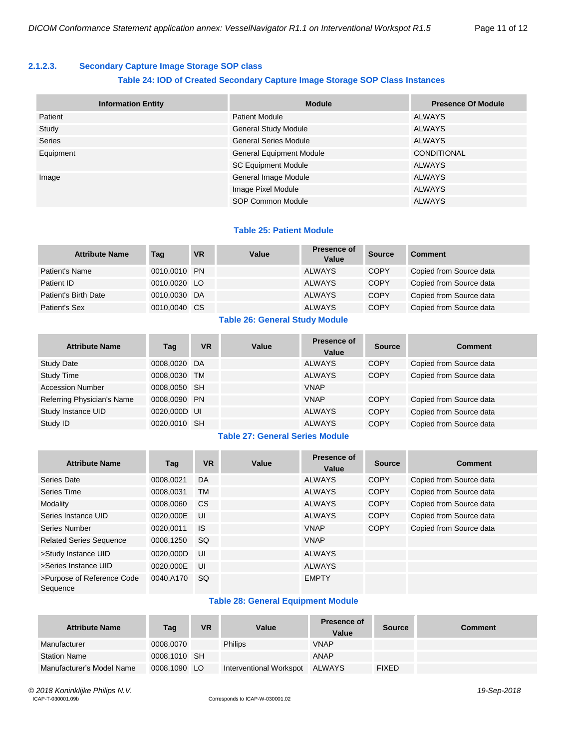#### 2.1.2.3. Secondary Capture Image Storage SOP class

**Table 24: IOD of Created Secondary Capture Image Storage SOP Class Instances**

| Information Entity | Module | Presence Of Module |
|---|---|---|
| Patient | Patient Module | ALWAYS |
| Study | General Study Module | ALWAYS |
| Series | General Series Module | ALWAYS |
| Equipment | General Equipment Module | CONDITIONAL |
| | SC Equipment Module | ALWAYS |
| Image | General Image Module | ALWAYS |
| | Image Pixel Module | ALWAYS |
| | SOP Common Module | ALWAYS |

**Table 25: Patient Module**

| Attribute Name | Tag | VR | Value | Presence of Value | Source | Comment |
|---|---|---|---|---|---|---|
| Patient's Name | 0010,0010 | PN | | ALWAYS | COPY | Copied from Source data |
| Patient ID | 0010,0020 | LO | | ALWAYS | COPY | Copied from Source data |
| Patient's Birth Date | 0010,0030 | DA | | ALWAYS | COPY | Copied from Source data |
| Patient's Sex | 0010,0040 | CS | | ALWAYS | COPY | Copied from Source data |

**Table 26: General Study Module**

| Attribute Name | Tag | VR | Value | Presence of Value | Source | Comment |
|---|---|---|---|---|---|---|
| Study Date | 0008,0020 | DA | | ALWAYS | COPY | Copied from Source data |
| Study Time | 0008,0030 | TM | | ALWAYS | COPY | Copied from Source data |
| Accession Number | 0008,0050 | SH | | VNAP | | |
| Referring Physician's Name | 0008,0090 | PN | | VNAP | COPY | Copied from Source data |
| Study Instance UID | 0020,000D | UI | | ALWAYS | COPY | Copied from Source data |
| Study ID | 0020,0010 | SH | | ALWAYS | COPY | Copied from Source data |

**Table 27: General Series Module**

| Attribute Name | Tag | VR | Value | Presence of Value | Source | Comment |
|---|---|---|---|---|---|---|
| Series Date | 0008,0021 | DA | | ALWAYS | COPY | Copied from Source data |
| Series Time | 0008,0031 | TM | | ALWAYS | COPY | Copied from Source data |
| Modality | 0008,0060 | CS | | ALWAYS | COPY | Copied from Source data |
| Series Instance UID | 0020,000E | UI | | ALWAYS | COPY | Copied from Source data |
| Series Number | 0020,0011 | IS | | VNAP | COPY | Copied from Source data |
| Related Series Sequence | 0008,1250 | SQ | | VNAP | | |
| >Study Instance UID | 0020,000D | UI | | ALWAYS | | |
| >Series Instance UID | 0020,000E | UI | | ALWAYS | | |
| >Purpose of Reference Code Sequence | 0040,A170 | SQ | | EMPTY | | |

**Table 28: General Equipment Module**

| Attribute Name | Tag | VR | Value | Presence of Value | Source | Comment |
|---|---|---|---|---|---|---|
| Manufacturer | 0008,0070 | | Philips | VNAP | | |
| Station Name | 0008,1010 | SH | | ANAP | | |
| Manufacturer's Model Name | 0008,1090 | LO | Interventional Workspot | ALWAYS | FIXED | |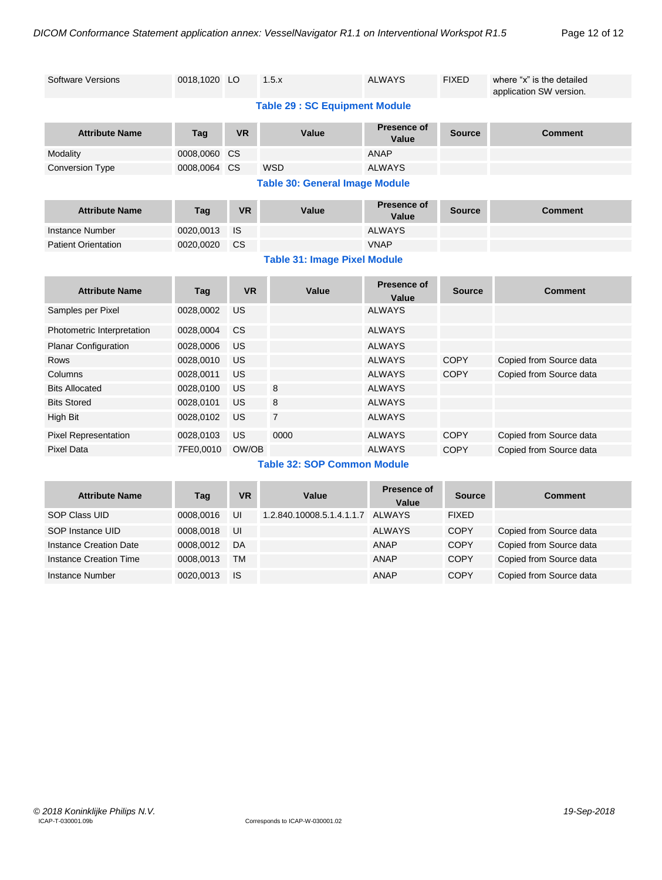| | | | | | | |
|---|---|---|---|---|---|---|
| Software Versions | 0018,1020 | LO | 1.5.x | ALWAYS | FIXED | where “x” is the detailed application SW version. |

**Table 29 : SC Equipment Module**

| Attribute Name | Tag | VR | Value | Presence of Value | Source | Comment |
|---|---|---|---|---|---|---|
| Modality | 0008,0060 | CS | | ANAP | | |
| Conversion Type | 0008,0064 | CS | WSD | ALWAYS | | |

**Table 30: General Image Module**

| Attribute Name | Tag | VR | Value | Presence of Value | Source | Comment |
|---|---|---|---|---|---|---|
| Instance Number | 0020,0013 | IS | | ALWAYS | | |
| Patient Orientation | 0020,0020 | CS | | VNAP | | |

**Table 31: Image Pixel Module**

| Attribute Name | Tag | VR | Value | Presence of Value | Source | Comment |
|---|---|---|---|---|---|---|
| Samples per Pixel | 0028,0002 | US | | ALWAYS | | |
| Photometric Interpretation | 0028,0004 | CS | | ALWAYS | | |
| Planar Configuration | 0028,0006 | US | | ALWAYS | | |
| Rows | 0028,0010 | US | | ALWAYS | COPY | Copied from Source data |
| Columns | 0028,0011 | US | | ALWAYS | COPY | Copied from Source data |
| Bits Allocated | 0028,0100 | US | 8 | ALWAYS | | |
| Bits Stored | 0028,0101 | US | 8 | ALWAYS | | |
| High Bit | 0028,0102 | US | 7 | ALWAYS | | |
| Pixel Representation | 0028,0103 | US | 0000 | ALWAYS | COPY | Copied from Source data |
| Pixel Data | 7FE0,0010 | OW/OB | | ALWAYS | COPY | Copied from Source data |

**Table 32: SOP Common Module**

| Attribute Name | Tag | VR | Value | Presence of Value | Source | Comment |
|---|---|---|---|---|---|---|
| SOP Class UID | 0008,0016 | UI | 1.2.840.10008.5.1.4.1.1.7 | ALWAYS | FIXED | |
| SOP Instance UID | 0008,0018 | UI | | ALWAYS | COPY | Copied from Source data |
| Instance Creation Date | 0008,0012 | DA | | ANAP | COPY | Copied from Source data |
| Instance Creation Time | 0008,0013 | TM | | ANAP | COPY | Copied from Source data |
| Instance Number | 0020,0013 | IS | | ANAP | COPY | Copied from Source data |